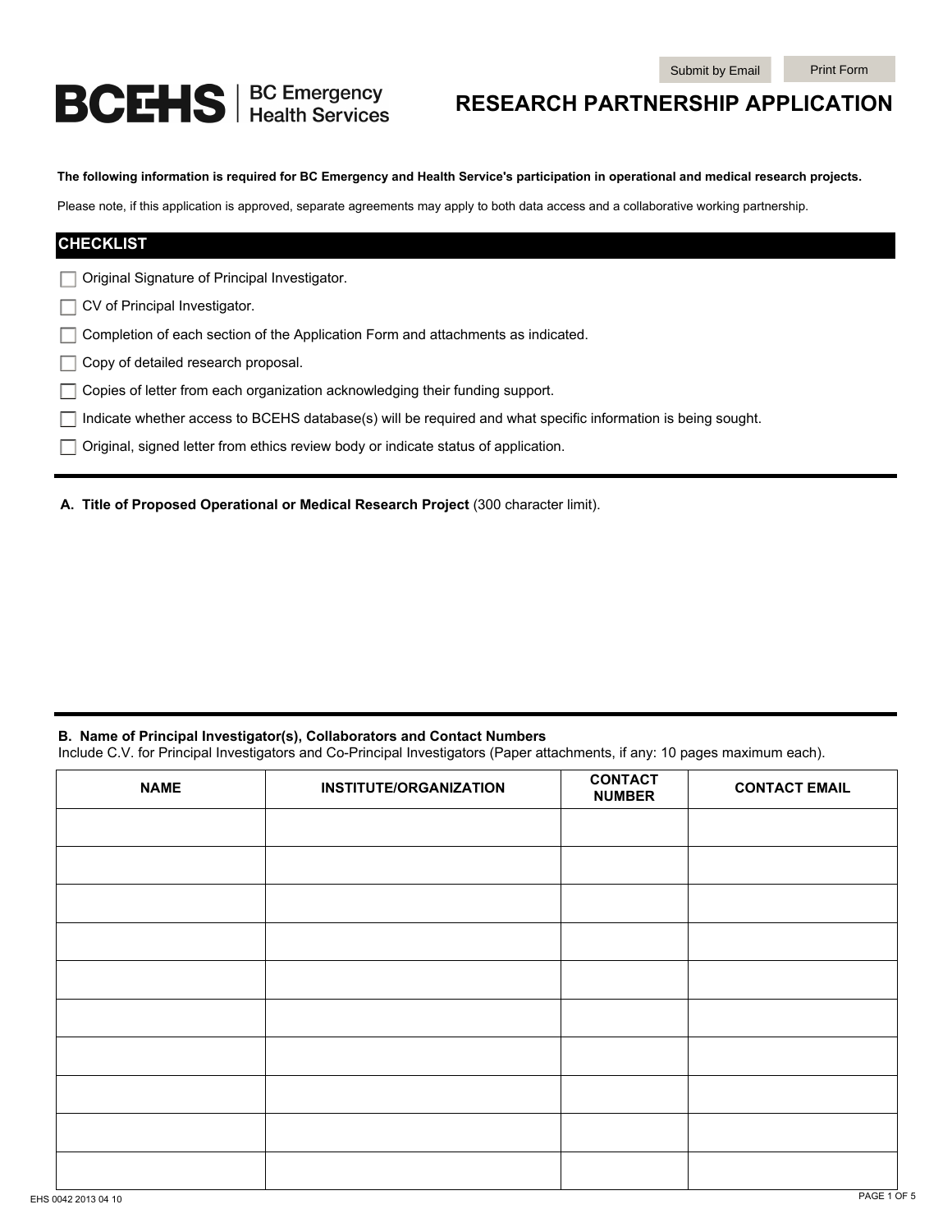Submit by Email | Print Form

# BCEHS | BC Emergency Health Services

# RESEARCH PARTNERSHIP APPLICATION

**The following information is required for BC Emergency and Health Service's participation in operational and medical research projects.**

Please note, if this application is approved, separate agreements may apply to both data access and a collaborative working partnership.

## CHECKLIST

- [ ] Original Signature of Principal Investigator.
- [ ] CV of Principal Investigator.
- [ ] Completion of each section of the Application Form and attachments as indicated.
- [ ] Copy of detailed research proposal.
- [ ] Copies of letter from each organization acknowledging their funding support.
- [ ] Indicate whether access to BCEHS database(s) will be required and what specific information is being sought.
- [ ] Original, signed letter from ethics review body or indicate status of application.

---

**A. Title of Proposed Operational or Medical Research Project** (300 character limit).

---

**B. Name of Principal Investigator(s), Collaborators and Contact Numbers**

Include C.V. for Principal Investigators and Co-Principal Investigators (Paper attachments, if any: 10 pages maximum each).

| NAME | INSTITUTE/ORGANIZATION | CONTACT NUMBER | CONTACT EMAIL |
|---|---|---|---|
| | | | |
| | | | |
| | | | |
| | | | |
| | | | |
| | | | |
| | | | |
| | | | |
| | | | |
| | | | |

EHS 0042 2013 04 10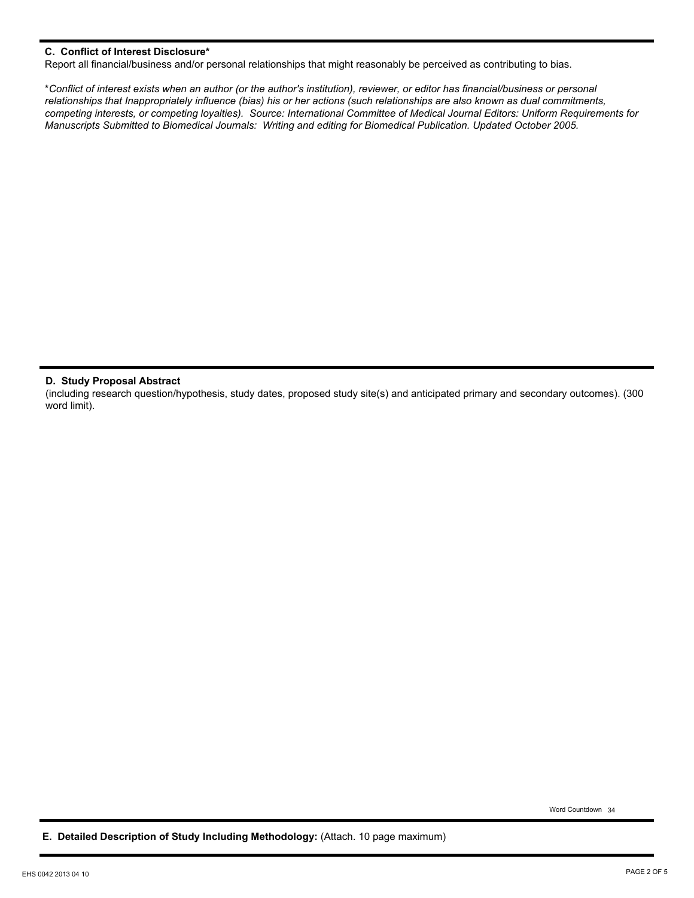### C. Conflict of Interest Disclosure*

Report all financial/business and/or personal relationships that might reasonably be perceived as contributing to bias.

**Conflict of interest exists when an author (or the author's institution), reviewer, or editor has financial/business or personal relationships that Inappropriately influence (bias) his or her actions (such relationships are also known as dual commitments, competing interests, or competing loyalties). Source: International Committee of Medical Journal Editors: Uniform Requirements for Manuscripts Submitted to Biomedical Journals: Writing and editing for Biomedical Publication. Updated October 2005.*

### D. Study Proposal Abstract

(including research question/hypothesis, study dates, proposed study site(s) and anticipated primary and secondary outcomes). (300 word limit).

Word Countdown 34

### E. Detailed Description of Study Including Methodology: (Attach. 10 page maximum)

EHS 0042 2013 04 10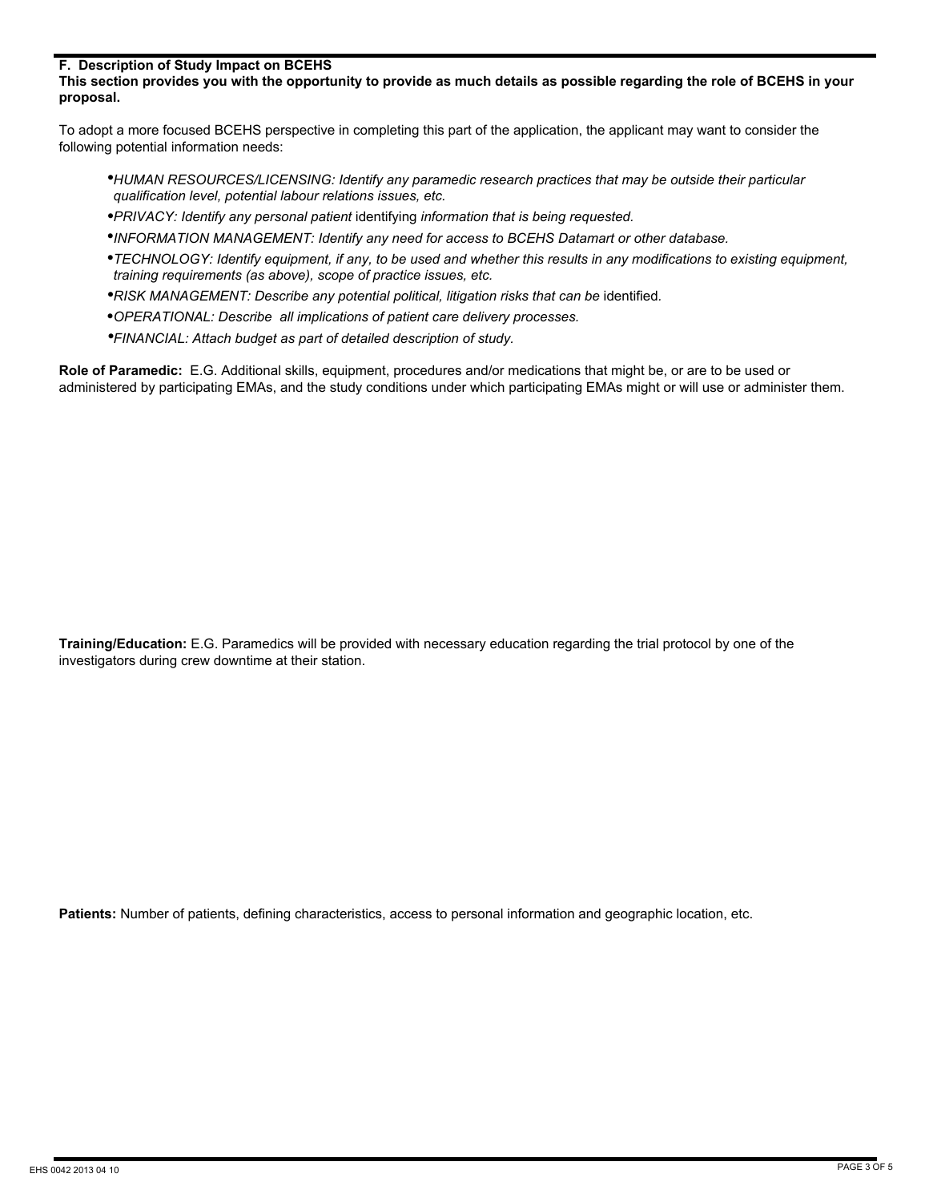### F. Description of Study Impact on BCEHS

**This section provides you with the opportunity to provide as much details as possible regarding the role of BCEHS in your proposal.**

To adopt a more focused BCEHS perspective in completing this part of the application, the applicant may want to consider the following potential information needs:

- *HUMAN RESOURCES/LICENSING: Identify any paramedic research practices that may be outside their particular qualification level, potential labour relations issues, etc.*
- *PRIVACY: Identify any personal patient* identifying *information that is being requested.*
- *INFORMATION MANAGEMENT: Identify any need for access to BCEHS Datamart or other database.*
- *TECHNOLOGY: Identify equipment, if any, to be used and whether this results in any modifications to existing equipment, training requirements (as above), scope of practice issues, etc.*
- *RISK MANAGEMENT: Describe any potential political, litigation risks that can be* identified.
- *OPERATIONAL: Describe all implications of patient care delivery processes.*
- *FINANCIAL: Attach budget as part of detailed description of study.*

**Role of Paramedic:** E.G. Additional skills, equipment, procedures and/or medications that might be, or are to be used or administered by participating EMAs, and the study conditions under which participating EMAs might or will use or administer them.

**Training/Education:** E.G. Paramedics will be provided with necessary education regarding the trial protocol by one of the investigators during crew downtime at their station.

**Patients:** Number of patients, defining characteristics, access to personal information and geographic location, etc.

EHS 0042 2013 04 10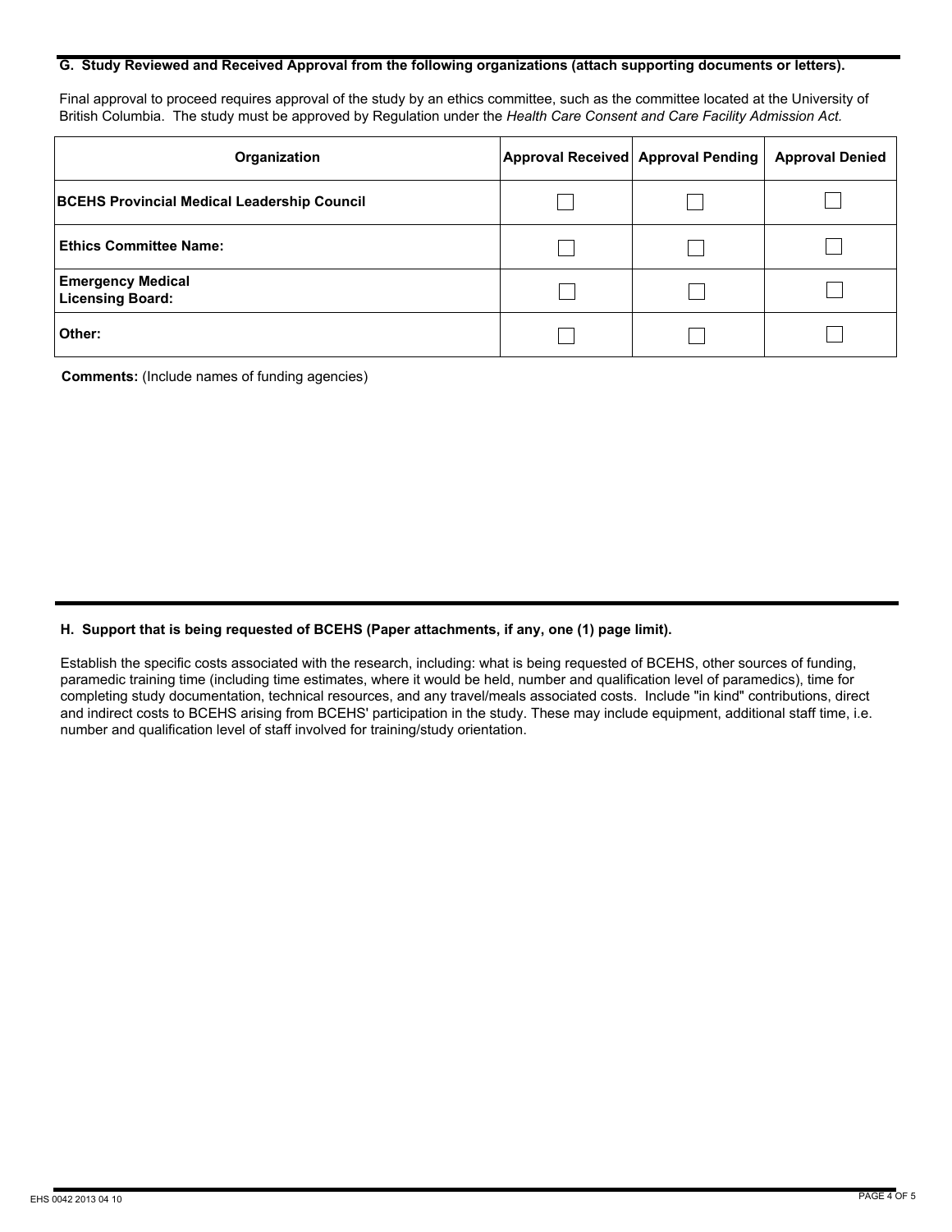## G. Study Reviewed and Received Approval from the following organizations (attach supporting documents or letters).

Final approval to proceed requires approval of the study by an ethics committee, such as the committee located at the University of British Columbia. The study must be approved by Regulation under the *Health Care Consent and Care Facility Admission Act.*

| Organization | Approval Received | Approval Pending | Approval Denied |
|---|---|---|---|
| **BCEHS Provincial Medical Leadership Council** | ☐ | ☐ | ☐ |
| **Ethics Committee Name:** | ☐ | ☐ | ☐ |
| **Emergency Medical Licensing Board:** | ☐ | ☐ | ☐ |
| **Other:** | ☐ | ☐ | ☐ |

**Comments:** (Include names of funding agencies)

## H. Support that is being requested of BCEHS (Paper attachments, if any, one (1) page limit).

Establish the specific costs associated with the research, including: what is being requested of BCEHS, other sources of funding, paramedic training time (including time estimates, where it would be held, number and qualification level of paramedics), time for completing study documentation, technical resources, and any travel/meals associated costs. Include "in kind" contributions, direct and indirect costs to BCEHS arising from BCEHS' participation in the study. These may include equipment, additional staff time, i.e. number and qualification level of staff involved for training/study orientation.

EHS 0042 2013 04 10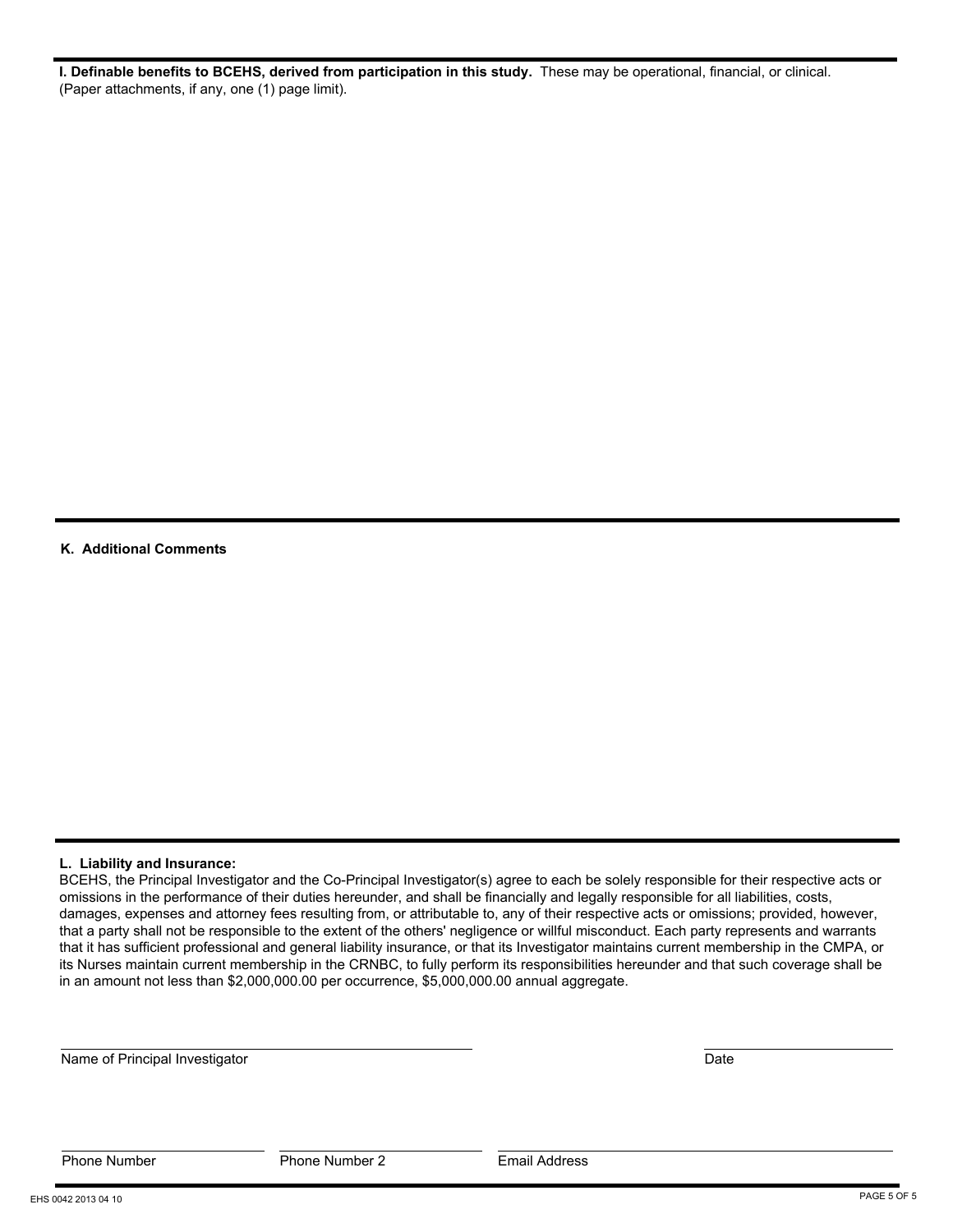**I. Definable benefits to BCEHS, derived from participation in this study.** These may be operational, financial, or clinical. (Paper attachments, if any, one (1) page limit).

**K. Additional Comments**

**L. Liability and Insurance:**

BCEHS, the Principal Investigator and the Co-Principal Investigator(s) agree to each be solely responsible for their respective acts or omissions in the performance of their duties hereunder, and shall be financially and legally responsible for all liabilities, costs, damages, expenses and attorney fees resulting from, or attributable to, any of their respective acts or omissions; provided, however, that a party shall not be responsible to the extent of the others' negligence or willful misconduct. Each party represents and warrants that it has sufficient professional and general liability insurance, or that its Investigator maintains current membership in the CMPA, or its Nurses maintain current membership in the CRNBC, to fully perform its responsibilities hereunder and that such coverage shall be in an amount not less than $2,000,000.00 per occurrence, $5,000,000.00 annual aggregate.

Name of Principal Investigator ____________________ Date ____________

Phone Number ____________ Phone Number 2 ____________ Email Address ____________________

EHS 0042 2013 04 10